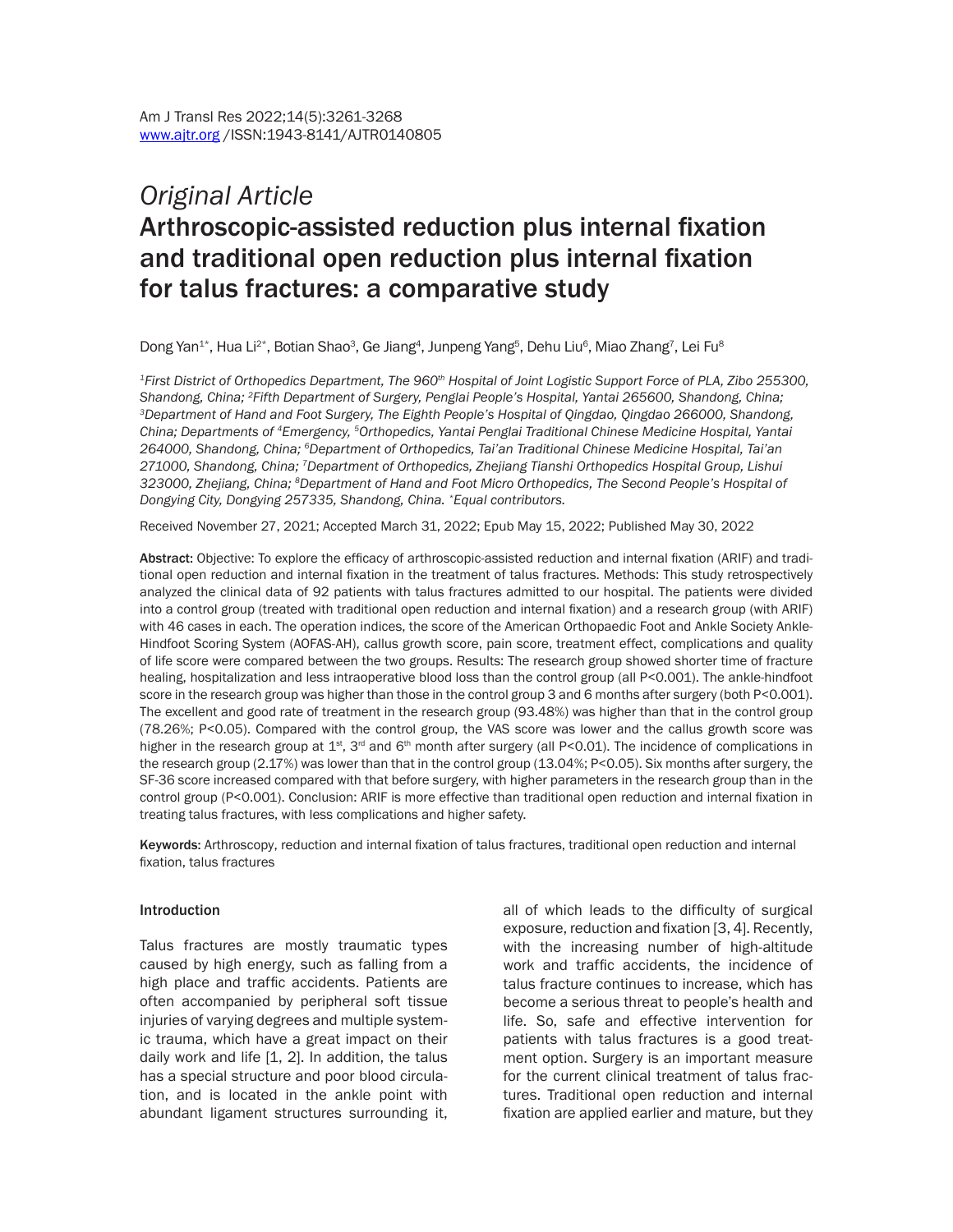*Original Article*

# Arthroscopic-assisted reduction plus internal fixation and traditional open reduction plus internal fixation for talus fractures: a comparative study

Dong Yan[1*], Hua Li[2*], Botian Shao[3], Ge Jiang[4], Junpeng Yang[5], Dehu Liu[6], Miao Zhang[7], Lei Fu[8]

*[1]First District of Orthopedics Department, The 960th Hospital of Joint Logistic Support Force of PLA, Zibo 255300, Shandong, China; [2]Fifth Department of Surgery, Penglai People's Hospital, Yantai 265600, Shandong, China; [3]Department of Hand and Foot Surgery, The Eighth People's Hospital of Qingdao, Qingdao 266000, Shandong, China; Departments of [4]Emergency, [5]Orthopedics, Yantai Penglai Traditional Chinese Medicine Hospital, Yantai 264000, Shandong, China; [6]Department of Orthopedics, Tai'an Traditional Chinese Medicine Hospital, Tai'an 271000, Shandong, China; [7]Department of Orthopedics, Zhejiang Tianshi Orthopedics Hospital Group, Lishui 323000, Zhejiang, China; [8]Department of Hand and Foot Micro Orthopedics, The Second People's Hospital of Dongying City, Dongying 257335, Shandong, China. *Equal contributors.*

Received November 27, 2021; Accepted March 31, 2022; Epub May 15, 2022; Published May 30, 2022

**Abstract:** Objective: To explore the efficacy of arthroscopic-assisted reduction and internal fixation (ARIF) and traditional open reduction and internal fixation in the treatment of talus fractures. Methods: This study retrospectively analyzed the clinical data of 92 patients with talus fractures admitted to our hospital. The patients were divided into a control group (treated with traditional open reduction and internal fixation) and a research group (with ARIF) with 46 cases in each. The operation indices, the score of the American Orthopaedic Foot and Ankle Society Ankle-Hindfoot Scoring System (AOFAS-AH), callus growth score, pain score, treatment effect, complications and quality of life score were compared between the two groups. Results: The research group showed shorter time of fracture healing, hospitalization and less intraoperative blood loss than the control group (all $P<0.001$). The ankle-hindfoot score in the research group was higher than those in the control group 3 and 6 months after surgery (both $P<0.001$). The excellent and good rate of treatment in the research group (93.48%) was higher than that in the control group (78.26%; $P<0.05$). Compared with the control group, the VAS score was lower and the callus growth score was higher in the research group at 1st, 3rd and 6th month after surgery (all $P<0.01$). The incidence of complications in the research group (2.17%) was lower than that in the control group (13.04%; $P<0.05$). Six months after surgery, the SF-36 score increased compared with that before surgery, with higher parameters in the research group than in the control group ($P<0.001$). Conclusion: ARIF is more effective than traditional open reduction and internal fixation in treating talus fractures, with less complications and higher safety.

**Keywords:** Arthroscopy, reduction and internal fixation of talus fractures, traditional open reduction and internal fixation, talus fractures

## Introduction

Talus fractures are mostly traumatic types caused by high energy, such as falling from a high place and traffic accidents. Patients are often accompanied by peripheral soft tissue injuries of varying degrees and multiple systemic trauma, which have a great impact on their daily work and life [1, 2]. In addition, the talus has a special structure and poor blood circulation, and is located in the ankle point with abundant ligament structures surrounding it, all of which leads to the difficulty of surgical exposure, reduction and fixation [3, 4]. Recently, with the increasing number of high-altitude work and traffic accidents, the incidence of talus fracture continues to increase, which has become a serious threat to people's health and life. So, safe and effective intervention for patients with talus fractures is a good treatment option. Surgery is an important measure for the current clinical treatment of talus fractures. Traditional open reduction and internal fixation are applied earlier and mature, but they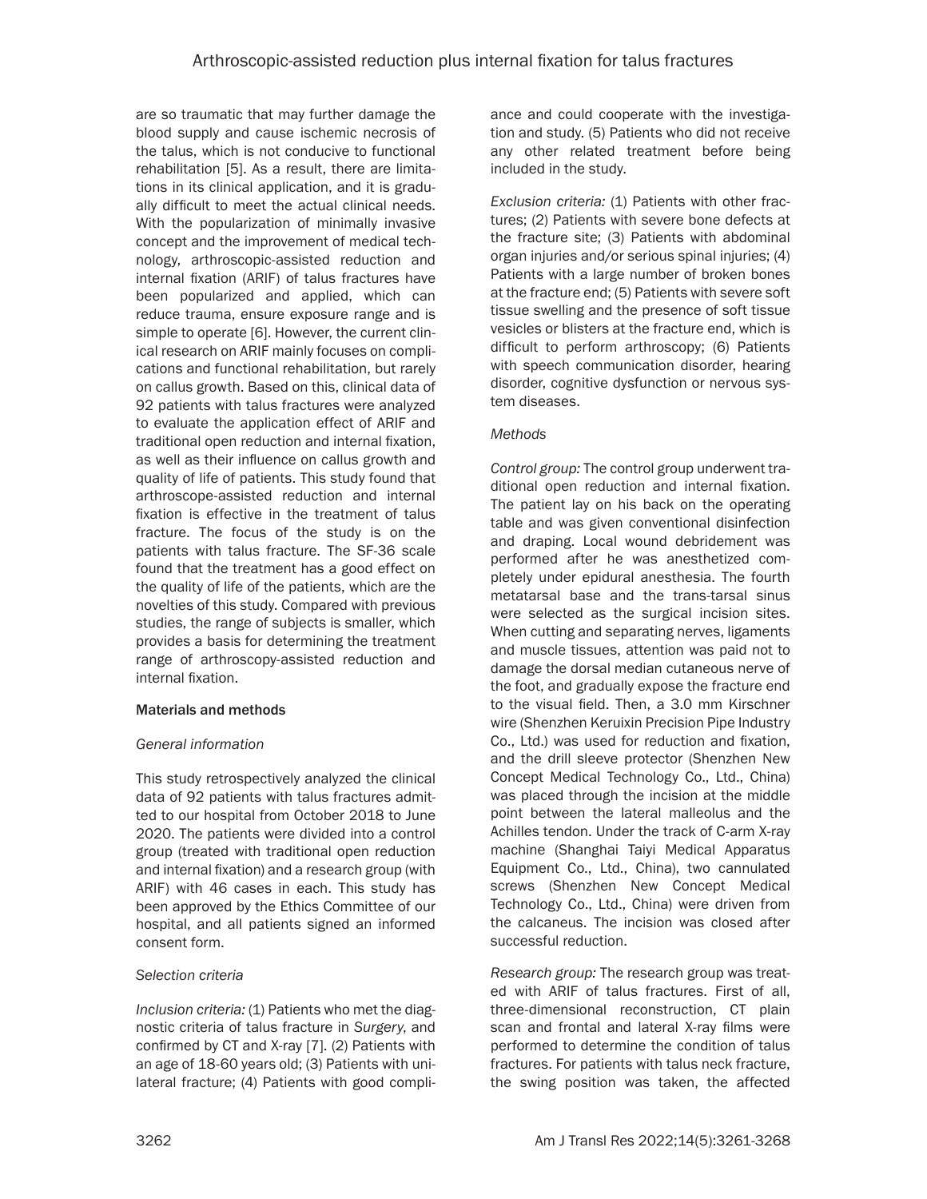are so traumatic that may further damage the blood supply and cause ischemic necrosis of the talus, which is not conducive to functional rehabilitation [5]. As a result, there are limitations in its clinical application, and it is gradually difficult to meet the actual clinical needs. With the popularization of minimally invasive concept and the improvement of medical technology, arthroscopic-assisted reduction and internal fixation (ARIF) of talus fractures have been popularized and applied, which can reduce trauma, ensure exposure range and is simple to operate [6]. However, the current clinical research on ARIF mainly focuses on complications and functional rehabilitation, but rarely on callus growth. Based on this, clinical data of 92 patients with talus fractures were analyzed to evaluate the application effect of ARIF and traditional open reduction and internal fixation, as well as their influence on callus growth and quality of life of patients. This study found that arthroscope-assisted reduction and internal fixation is effective in the treatment of talus fracture. The focus of the study is on the patients with talus fracture. The SF-36 scale found that the treatment has a good effect on the quality of life of the patients, which are the novelties of this study. Compared with previous studies, the range of subjects is smaller, which provides a basis for determining the treatment range of arthroscopy-assisted reduction and internal fixation.

## Materials and methods

### *General information*

This study retrospectively analyzed the clinical data of 92 patients with talus fractures admitted to our hospital from October 2018 to June 2020. The patients were divided into a control group (treated with traditional open reduction and internal fixation) and a research group (with ARIF) with 46 cases in each. This study has been approved by the Ethics Committee of our hospital, and all patients signed an informed consent form.

### *Selection criteria*

*Inclusion criteria:* (1) Patients who met the diagnostic criteria of talus fracture in *Surgery*, and confirmed by CT and X-ray [7]. (2) Patients with an age of 18-60 years old; (3) Patients with unilateral fracture; (4) Patients with good compliance and could cooperate with the investigation and study. (5) Patients who did not receive any other related treatment before being included in the study.

*Exclusion criteria:* (1) Patients with other fractures; (2) Patients with severe bone defects at the fracture site; (3) Patients with abdominal organ injuries and/or serious spinal injuries; (4) Patients with a large number of broken bones at the fracture end; (5) Patients with severe soft tissue swelling and the presence of soft tissue vesicles or blisters at the fracture end, which is difficult to perform arthroscopy; (6) Patients with speech communication disorder, hearing disorder, cognitive dysfunction or nervous system diseases.

### *Methods*

*Control group:* The control group underwent traditional open reduction and internal fixation. The patient lay on his back on the operating table and was given conventional disinfection and draping. Local wound debridement was performed after he was anesthetized completely under epidural anesthesia. The fourth metatarsal base and the trans-tarsal sinus were selected as the surgical incision sites. When cutting and separating nerves, ligaments and muscle tissues, attention was paid not to damage the dorsal median cutaneous nerve of the foot, and gradually expose the fracture end to the visual field. Then, a 3.0 mm Kirschner wire (Shenzhen Keruixin Precision Pipe Industry Co., Ltd.) was used for reduction and fixation, and the drill sleeve protector (Shenzhen New Concept Medical Technology Co., Ltd., China) was placed through the incision at the middle point between the lateral malleolus and the Achilles tendon. Under the track of C-arm X-ray machine (Shanghai Taiyi Medical Apparatus Equipment Co., Ltd., China), two cannulated screws (Shenzhen New Concept Medical Technology Co., Ltd., China) were driven from the calcaneus. The incision was closed after successful reduction.

*Research group:* The research group was treated with ARIF of talus fractures. First of all, three-dimensional reconstruction, CT plain scan and frontal and lateral X-ray films were performed to determine the condition of talus fractures. For patients with talus neck fracture, the swing position was taken, the affected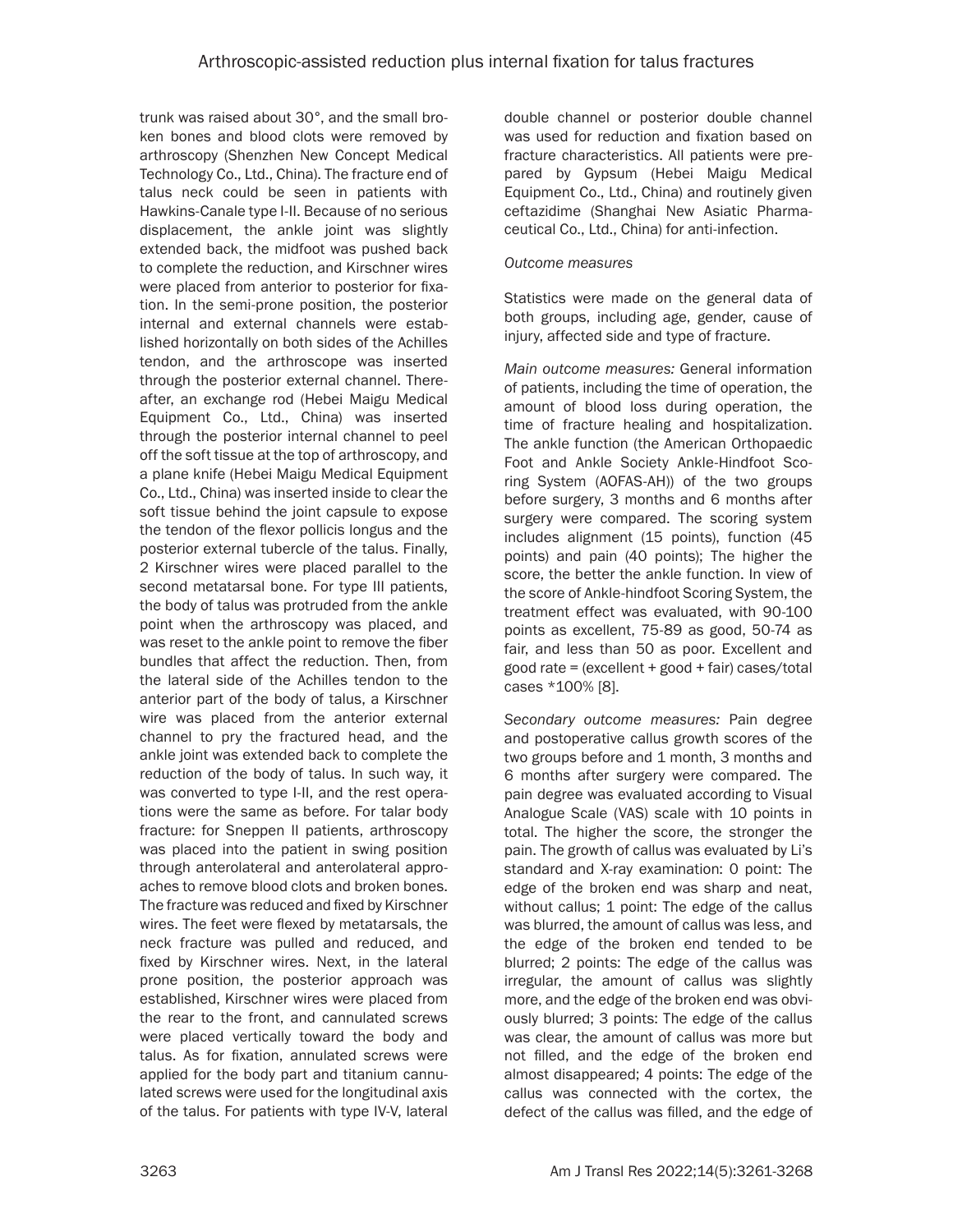trunk was raised about 30°, and the small broken bones and blood clots were removed by arthroscopy (Shenzhen New Concept Medical Technology Co., Ltd., China). The fracture end of talus neck could be seen in patients with Hawkins-Canale type I-II. Because of no serious displacement, the ankle joint was slightly extended back, the midfoot was pushed back to complete the reduction, and Kirschner wires were placed from anterior to posterior for fixation. In the semi-prone position, the posterior internal and external channels were established horizontally on both sides of the Achilles tendon, and the arthroscope was inserted through the posterior external channel. Thereafter, an exchange rod (Hebei Maigu Medical Equipment Co., Ltd., China) was inserted through the posterior internal channel to peel off the soft tissue at the top of arthroscopy, and a plane knife (Hebei Maigu Medical Equipment Co., Ltd., China) was inserted inside to clear the soft tissue behind the joint capsule to expose the tendon of the flexor pollicis longus and the posterior external tubercle of the talus. Finally, 2 Kirschner wires were placed parallel to the second metatarsal bone. For type III patients, the body of talus was protruded from the ankle point when the arthroscopy was placed, and was reset to the ankle point to remove the fiber bundles that affect the reduction. Then, from the lateral side of the Achilles tendon to the anterior part of the body of talus, a Kirschner wire was placed from the anterior external channel to pry the fractured head, and the ankle joint was extended back to complete the reduction of the body of talus. In such way, it was converted to type I-II, and the rest operations were the same as before. For talar body fracture: for Sneppen II patients, arthroscopy was placed into the patient in swing position through anterolateral and anterolateral approaches to remove blood clots and broken bones. The fracture was reduced and fixed by Kirschner wires. The feet were flexed by metatarsals, the neck fracture was pulled and reduced, and fixed by Kirschner wires. Next, in the lateral prone position, the posterior approach was established, Kirschner wires were placed from the rear to the front, and cannulated screws were placed vertically toward the body and talus. As for fixation, annulated screws were applied for the body part and titanium cannulated screws were used for the longitudinal axis of the talus. For patients with type IV-V, lateral double channel or posterior double channel was used for reduction and fixation based on fracture characteristics. All patients were prepared by Gypsum (Hebei Maigu Medical Equipment Co., Ltd., China) and routinely given ceftazidime (Shanghai New Asiatic Pharmaceutical Co., Ltd., China) for anti-infection.

*Outcome measures*

Statistics were made on the general data of both groups, including age, gender, cause of injury, affected side and type of fracture.

*Main outcome measures:* General information of patients, including the time of operation, the amount of blood loss during operation, the time of fracture healing and hospitalization. The ankle function (the American Orthopaedic Foot and Ankle Society Ankle-Hindfoot Scoring System (AOFAS-AH)) of the two groups before surgery, 3 months and 6 months after surgery were compared. The scoring system includes alignment (15 points), function (45 points) and pain (40 points); The higher the score, the better the ankle function. In view of the score of Ankle-hindfoot Scoring System, the treatment effect was evaluated, with 90-100 points as excellent, 75-89 as good, 50-74 as fair, and less than 50 as poor. Excellent and good rate = (excellent + good + fair) cases/total cases *100% [8].

*Secondary outcome measures:* Pain degree and postoperative callus growth scores of the two groups before and 1 month, 3 months and 6 months after surgery were compared. The pain degree was evaluated according to Visual Analogue Scale (VAS) scale with 10 points in total. The higher the score, the stronger the pain. The growth of callus was evaluated by Li's standard and X-ray examination: 0 point: The edge of the broken end was sharp and neat, without callus; 1 point: The edge of the callus was blurred, the amount of callus was less, and the edge of the broken end tended to be blurred; 2 points: The edge of the callus was irregular, the amount of callus was slightly more, and the edge of the broken end was obviously blurred; 3 points: The edge of the callus was clear, the amount of callus was more but not filled, and the edge of the broken end almost disappeared; 4 points: The edge of the callus was connected with the cortex, the defect of the callus was filled, and the edge of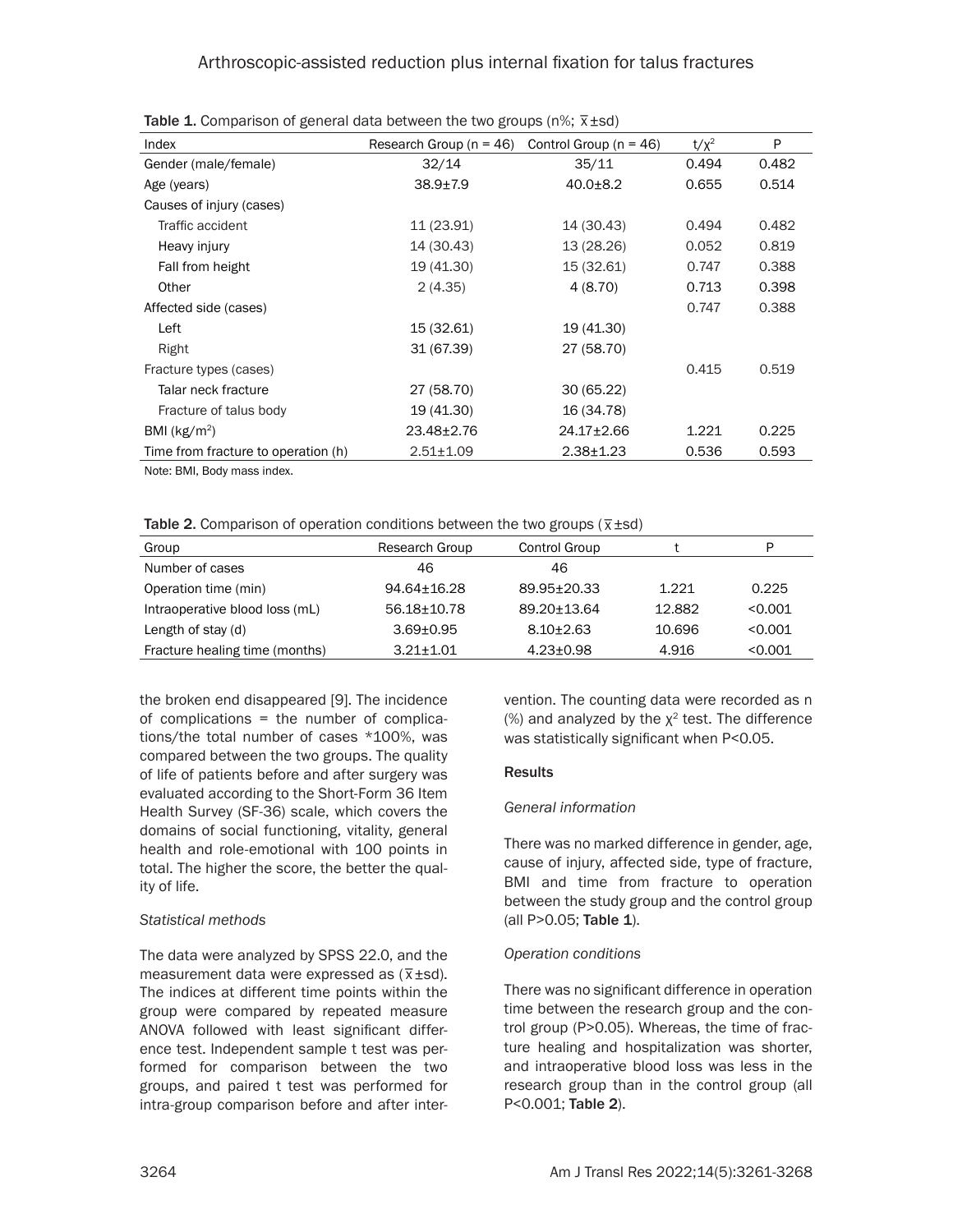**Table 1.** Comparison of general data between the two groups (n%; $\bar{x}$±sd)

| Index | Research Group (n = 46) | Control Group (n = 46) | t/$\chi^2$ | P |
|---|---|---|---|---|
| Gender (male/female) | 32/14 | 35/11 | 0.494 | 0.482 |
| Age (years) | 38.9±7.9 | 40.0±8.2 | 0.655 | 0.514 |
| Causes of injury (cases) | | | | |
| Traffic accident | 11 (23.91) | 14 (30.43) | 0.494 | 0.482 |
| Heavy injury | 14 (30.43) | 13 (28.26) | 0.052 | 0.819 |
| Fall from height | 19 (41.30) | 15 (32.61) | 0.747 | 0.388 |
| Other | 2 (4.35) | 4 (8.70) | 0.713 | 0.398 |
| Affected side (cases) | | | 0.747 | 0.388 |
| Left | 15 (32.61) | 19 (41.30) | | |
| Right | 31 (67.39) | 27 (58.70) | | |
| Fracture types (cases) | | | 0.415 | 0.519 |
| Talar neck fracture | 27 (58.70) | 30 (65.22) | | |
| Fracture of talus body | 19 (41.30) | 16 (34.78) | | |
| BMI (kg/m$^2$) | 23.48±2.76 | 24.17±2.66 | 1.221 | 0.225 |
| Time from fracture to operation (h) | 2.51±1.09 | 2.38±1.23 | 0.536 | 0.593 |

Note: BMI, Body mass index.

**Table 2.** Comparison of operation conditions between the two groups ($\bar{x}$±sd)

| Group | Research Group | Control Group | t | P |
|---|---|---|---|---|
| Number of cases | 46 | 46 | | |
| Operation time (min) | 94.64±16.28 | 89.95±20.33 | 1.221 | 0.225 |
| Intraoperative blood loss (mL) | 56.18±10.78 | 89.20±13.64 | 12.882 | <0.001 |
| Length of stay (d) | 3.69±0.95 | 8.10±2.63 | 10.696 | <0.001 |
| Fracture healing time (months) | 3.21±1.01 | 4.23±0.98 | 4.916 | <0.001 |

the broken end disappeared [9]. The incidence of complications = the number of complications/the total number of cases *100%, was compared between the two groups. The quality of life of patients before and after surgery was evaluated according to the Short-Form 36 Item Health Survey (SF-36) scale, which covers the domains of social functioning, vitality, general health and role-emotional with 100 points in total. The higher the score, the better the quality of life.

*Statistical methods*

The data were analyzed by SPSS 22.0, and the measurement data were expressed as ($\bar{x}$±sd). The indices at different time points within the group were compared by repeated measure ANOVA followed with least significant difference test. Independent sample t test was performed for comparison between the two groups, and paired t test was performed for intra-group comparison before and after intervention. The counting data were recorded as n (%) and analyzed by the $\chi^2$ test. The difference was statistically significant when $P<0.05$.

## Results

*General information*

There was no marked difference in gender, age, cause of injury, affected side, type of fracture, BMI and time from fracture to operation between the study group and the control group (all P>0.05; **Table 1**).

*Operation conditions*

There was no significant difference in operation time between the research group and the control group (P>0.05). Whereas, the time of fracture healing and hospitalization was shorter, and intraoperative blood loss was less in the research group than in the control group (all P<0.001; **Table 2**).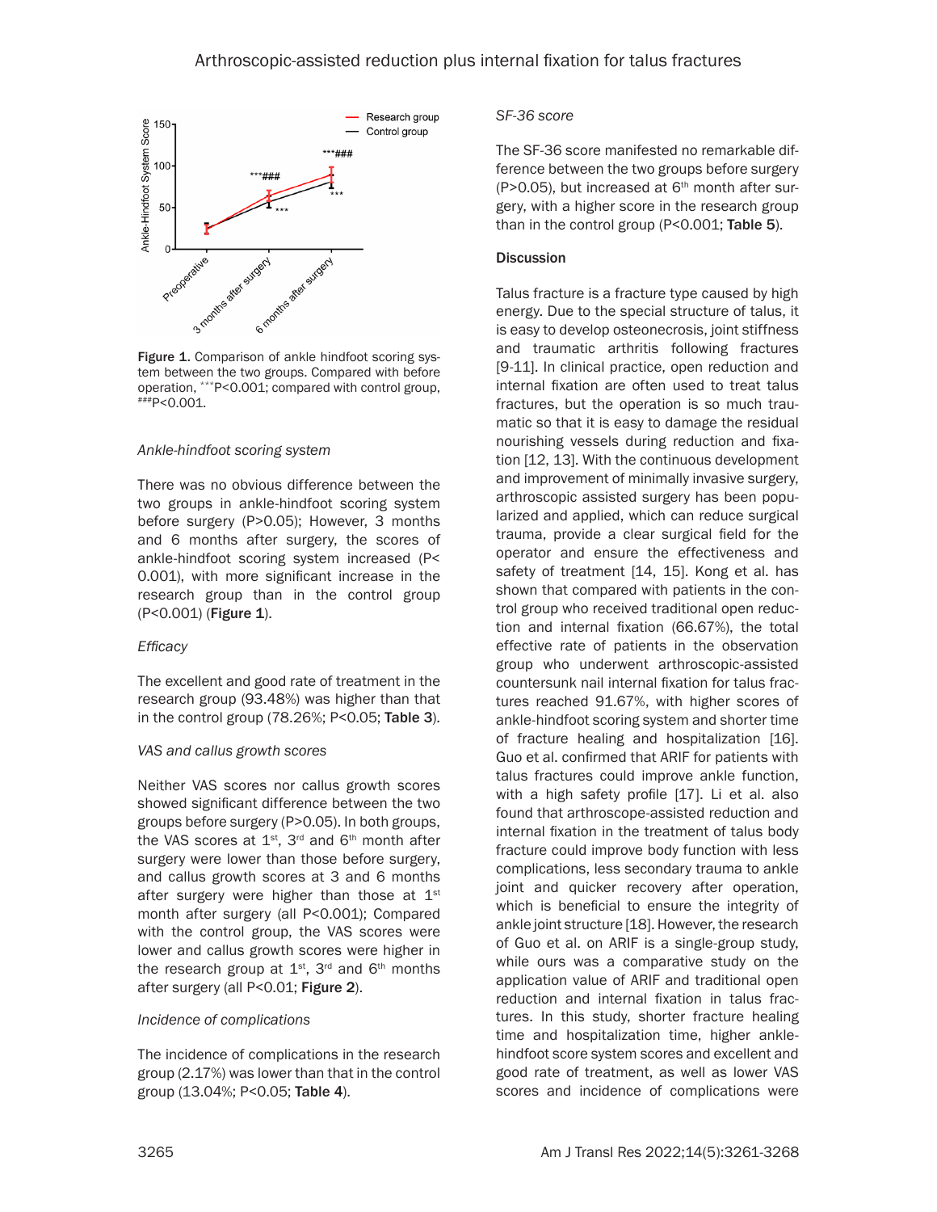Figure 1. Comparison of ankle hindfoot scoring system between the two groups. Compared with before operation, $^{***}P<0.001$; compared with control group, $^{###}P<0.001$.

*Ankle-hindfoot scoring system*

There was no obvious difference between the two groups in ankle-hindfoot scoring system before surgery (P>0.05); However, 3 months and 6 months after surgery, the scores of ankle-hindfoot scoring system increased (P<0.001), with more significant increase in the research group than in the control group (P<0.001) (**Figure 1**).

*Efficacy*

The excellent and good rate of treatment in the research group (93.48%) was higher than that in the control group (78.26%; P<0.05; **Table 3**).

*VAS and callus growth scores*

Neither VAS scores nor callus growth scores showed significant difference between the two groups before surgery (P>0.05). In both groups, the VAS scores at $1^{st}$, $3^{rd}$ and $6^{th}$ month after surgery were lower than those before surgery, and callus growth scores at 3 and 6 months after surgery were higher than those at $1^{st}$ month after surgery (all P<0.001); Compared with the control group, the VAS scores were lower and callus growth scores were higher in the research group at $1^{st}$, $3^{rd}$ and $6^{th}$ months after surgery (all P<0.01; **Figure 2**).

*Incidence of complications*

The incidence of complications in the research group (2.17%) was lower than that in the control group (13.04%; P<0.05; **Table 4**).

*SF-36 score*

The SF-36 score manifested no remarkable difference between the two groups before surgery (P>0.05), but increased at $6^{th}$ month after surgery, with a higher score in the research group than in the control group (P<0.001; **Table 5**).

## Discussion

Talus fracture is a fracture type caused by high energy. Due to the special structure of talus, it is easy to develop osteonecrosis, joint stiffness and traumatic arthritis following fractures [9-11]. In clinical practice, open reduction and internal fixation are often used to treat talus fractures, but the operation is so much traumatic so that it is easy to damage the residual nourishing vessels during reduction and fixation [12, 13]. With the continuous development and improvement of minimally invasive surgery, arthroscopic assisted surgery has been popularized and applied, which can reduce surgical trauma, provide a clear surgical field for the operator and ensure the effectiveness and safety of treatment [14, 15]. Kong et al. has shown that compared with patients in the control group who received traditional open reduction and internal fixation (66.67%), the total effective rate of patients in the observation group who underwent arthroscopic-assisted countersunk nail internal fixation for talus fractures reached 91.67%, with higher scores of ankle-hindfoot scoring system and shorter time of fracture healing and hospitalization [16]. Guo et al. confirmed that ARIF for patients with talus fractures could improve ankle function, with a high safety profile [17]. Li et al. also found that arthroscope-assisted reduction and internal fixation in the treatment of talus body fracture could improve body function with less complications, less secondary trauma to ankle joint and quicker recovery after operation, which is beneficial to ensure the integrity of ankle joint structure [18]. However, the research of Guo et al. on ARIF is a single-group study, while ours was a comparative study on the application value of ARIF and traditional open reduction and internal fixation in talus fractures. In this study, shorter fracture healing time and hospitalization time, higher ankle-hindfoot score system scores and excellent and good rate of treatment, as well as lower VAS scores and incidence of complications were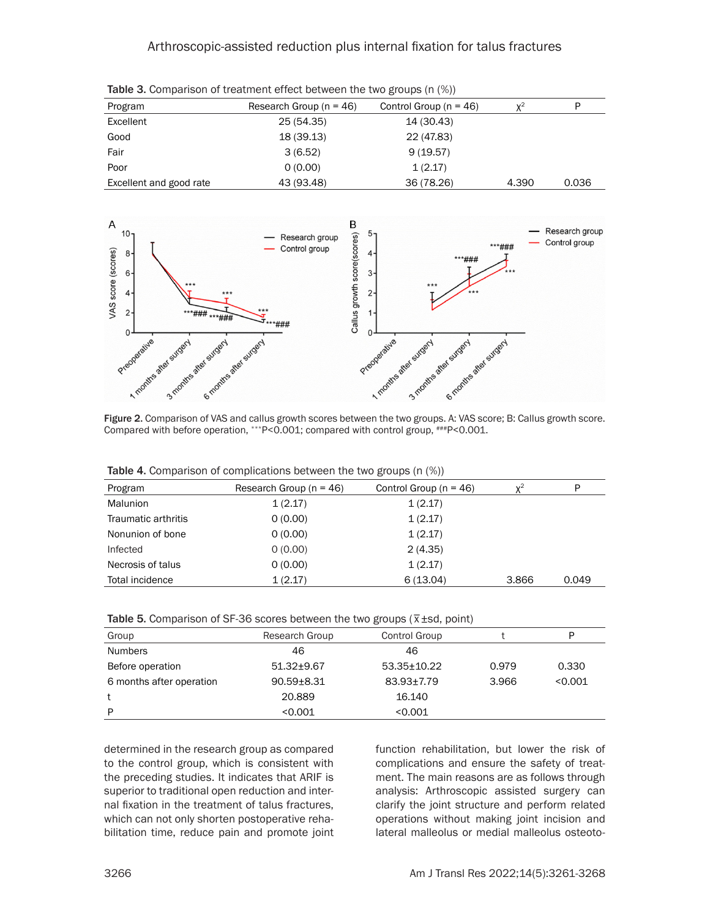Table 3. Comparison of treatment effect between the two groups (n (%))

| Program | Research Group (n = 46) | Control Group (n = 46) | $\chi^2$ | P |
|---|---|---|---|---|
| Excellent | 25 (54.35) | 14 (30.43) | | |
| Good | 18 (39.13) | 22 (47.83) | | |
| Fair | 3 (6.52) | 9 (19.57) | | |
| Poor | 0 (0.00) | 1 (2.17) | | |
| Excellent and good rate | 43 (93.48) | 36 (78.26) | 4.390 | 0.036 |

Figure 2. Comparison of VAS and callus growth scores between the two groups. A: VAS score; B: Callus growth score. Compared with before operation, \*\*\*P<0.001; compared with control group, ###P<0.001.

Table 4. Comparison of complications between the two groups (n (%))

| Program | Research Group (n = 46) | Control Group (n = 46) | $\chi^2$ | P |
|---|---|---|---|---|
| Malunion | 1 (2.17) | 1 (2.17) | | |
| Traumatic arthritis | 0 (0.00) | 1 (2.17) | | |
| Nonunion of bone | 0 (0.00) | 1 (2.17) | | |
| Infected | 0 (0.00) | 2 (4.35) | | |
| Necrosis of talus | 0 (0.00) | 1 (2.17) | | |
| Total incidence | 1 (2.17) | 6 (13.04) | 3.866 | 0.049 |

Table 5. Comparison of SF-36 scores between the two groups ($\bar{x}\pm sd$, point)

| Group | Research Group | Control Group | t | P |
|---|---|---|---|---|
| Numbers | 46 | 46 | | |
| Before operation | 51.32±9.67 | 53.35±10.22 | 0.979 | 0.330 |
| 6 months after operation | 90.59±8.31 | 83.93±7.79 | 3.966 | <0.001 |
| t | 20.889 | 16.140 | | |
| P | <0.001 | <0.001 | | |

determined in the research group as compared to the control group, which is consistent with the preceding studies. It indicates that ARIF is superior to traditional open reduction and internal fixation in the treatment of talus fractures, which can not only shorten postoperative rehabilitation time, reduce pain and promote joint function rehabilitation, but lower the risk of complications and ensure the safety of treatment. The main reasons are as follows through analysis: Arthroscopic assisted surgery can clarify the joint structure and perform related operations without making joint incision and lateral malleolus or medial malleolus osteoto-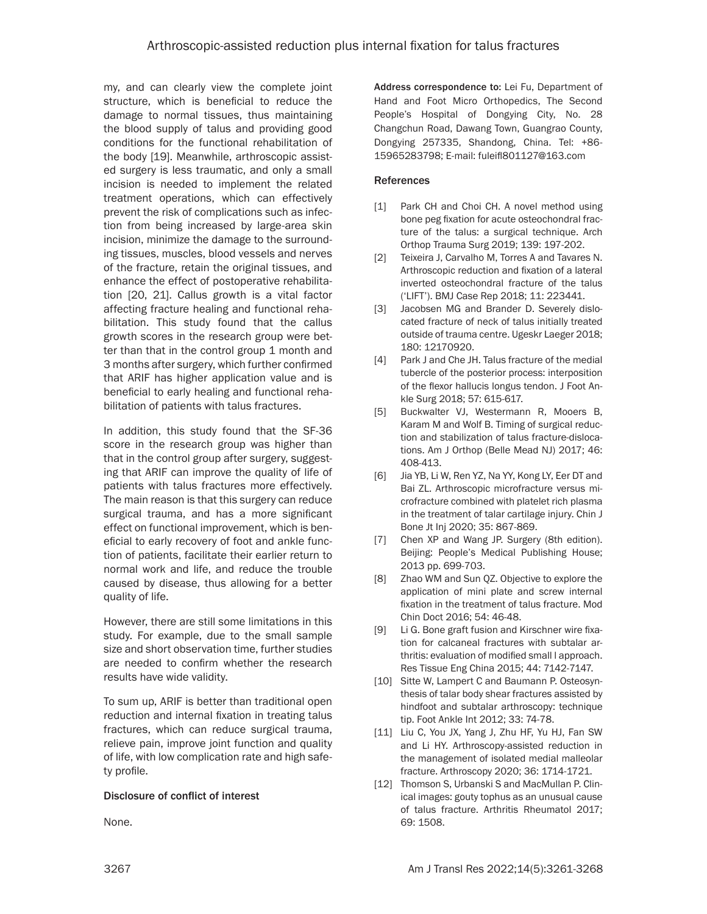my, and can clearly view the complete joint structure, which is beneficial to reduce the damage to normal tissues, thus maintaining the blood supply of talus and providing good conditions for the functional rehabilitation of the body [19]. Meanwhile, arthroscopic assisted surgery is less traumatic, and only a small incision is needed to implement the related treatment operations, which can effectively prevent the risk of complications such as infection from being increased by large-area skin incision, minimize the damage to the surrounding tissues, muscles, blood vessels and nerves of the fracture, retain the original tissues, and enhance the effect of postoperative rehabilitation [20, 21]. Callus growth is a vital factor affecting fracture healing and functional rehabilitation. This study found that the callus growth scores in the research group were better than that in the control group 1 month and 3 months after surgery, which further confirmed that ARIF has higher application value and is beneficial to early healing and functional rehabilitation of patients with talus fractures.

In addition, this study found that the SF-36 score in the research group was higher than that in the control group after surgery, suggesting that ARIF can improve the quality of life of patients with talus fractures more effectively. The main reason is that this surgery can reduce surgical trauma, and has a more significant effect on functional improvement, which is beneficial to early recovery of foot and ankle function of patients, facilitate their earlier return to normal work and life, and reduce the trouble caused by disease, thus allowing for a better quality of life.

However, there are still some limitations in this study. For example, due to the small sample size and short observation time, further studies are needed to confirm whether the research results have wide validity.

To sum up, ARIF is better than traditional open reduction and internal fixation in treating talus fractures, which can reduce surgical trauma, relieve pain, improve joint function and quality of life, with low complication rate and high safety profile.

## Disclosure of conflict of interest

None.

**Address correspondence to:** Lei Fu, Department of Hand and Foot Micro Orthopedics, The Second People's Hospital of Dongying City, No. 28 Changchun Road, Dawang Town, Guangrao County, Dongying 257335, Shandong, China. Tel: +86-15965283798; E-mail: fuleifl801127@163.com

## References

[1] Park CH and Choi CH. A novel method using bone peg fixation for acute osteochondral fracture of the talus: a surgical technique. Arch Orthop Trauma Surg 2019; 139: 197-202.

[2] Teixeira J, Carvalho M, Torres A and Tavares N. Arthroscopic reduction and fixation of a lateral inverted osteochondral fracture of the talus ('LIFT'). BMJ Case Rep 2018; 11: 223441.

[3] Jacobsen MG and Brander D. Severely dislocated fracture of neck of talus initially treated outside of trauma centre. Ugeskr Laeger 2018; 180: 12170920.

[4] Park J and Che JH. Talus fracture of the medial tubercle of the posterior process: interposition of the flexor hallucis longus tendon. J Foot Ankle Surg 2018; 57: 615-617.

[5] Buckwalter VJ, Westermann R, Mooers B, Karam M and Wolf B. Timing of surgical reduction and stabilization of talus fracture-dislocations. Am J Orthop (Belle Mead NJ) 2017; 46: 408-413.

[6] Jia YB, Li W, Ren YZ, Na YY, Kong LY, Eer DT and Bai ZL. Arthroscopic microfracture versus microfracture combined with platelet rich plasma in the treatment of talar cartilage injury. Chin J Bone Jt Inj 2020; 35: 867-869.

[7] Chen XP and Wang JP. Surgery (8th edition). Beijing: People's Medical Publishing House; 2013 pp. 699-703.

[8] Zhao WM and Sun QZ. Objective to explore the application of mini plate and screw internal fixation in the treatment of talus fracture. Mod Chin Doct 2016; 54: 46-48.

[9] Li G. Bone graft fusion and Kirschner wire fixation for calcaneal fractures with subtalar arthritis: evaluation of modified small l approach. Res Tissue Eng China 2015; 44: 7142-7147.

[10] Sitte W, Lampert C and Baumann P. Osteosynthesis of talar body shear fractures assisted by hindfoot and subtalar arthroscopy: technique tip. Foot Ankle Int 2012; 33: 74-78.

[11] Liu C, You JX, Yang J, Zhu HF, Yu HJ, Fan SW and Li HY. Arthroscopy-assisted reduction in the management of isolated medial malleolar fracture. Arthroscopy 2020; 36: 1714-1721.

[12] Thomson S, Urbanski S and MacMullan P. Clinical images: gouty tophus as an unusual cause of talus fracture. Arthritis Rheumatol 2017; 69: 1508.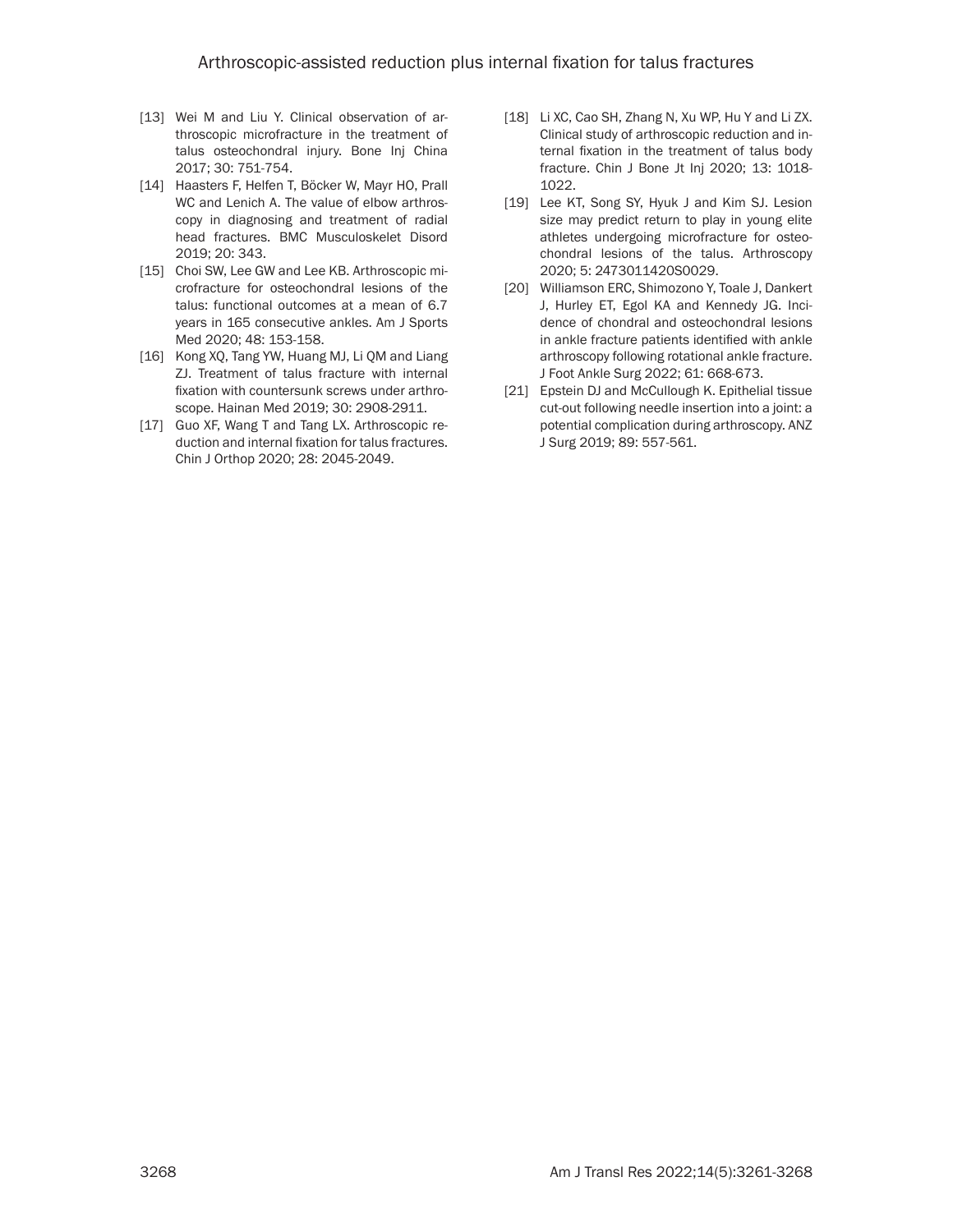[13] Wei M and Liu Y. Clinical observation of arthroscopic microfracture in the treatment of talus osteochondral injury. Bone Inj China 2017; 30: 751-754.

[14] Haasters F, Helfen T, Böcker W, Mayr HO, Prall WC and Lenich A. The value of elbow arthroscopy in diagnosing and treatment of radial head fractures. BMC Musculoskelet Disord 2019; 20: 343.

[15] Choi SW, Lee GW and Lee KB. Arthroscopic microfracture for osteochondral lesions of the talus: functional outcomes at a mean of 6.7 years in 165 consecutive ankles. Am J Sports Med 2020; 48: 153-158.

[16] Kong XQ, Tang YW, Huang MJ, Li QM and Liang ZJ. Treatment of talus fracture with internal fixation with countersunk screws under arthroscope. Hainan Med 2019; 30: 2908-2911.

[17] Guo XF, Wang T and Tang LX. Arthroscopic reduction and internal fixation for talus fractures. Chin J Orthop 2020; 28: 2045-2049.

[18] Li XC, Cao SH, Zhang N, Xu WP, Hu Y and Li ZX. Clinical study of arthroscopic reduction and internal fixation in the treatment of talus body fracture. Chin J Bone Jt Inj 2020; 13: 1018-1022.

[19] Lee KT, Song SY, Hyuk J and Kim SJ. Lesion size may predict return to play in young elite athletes undergoing microfracture for osteochondral lesions of the talus. Arthroscopy 2020; 5: 2473011420S0029.

[20] Williamson ERC, Shimozono Y, Toale J, Dankert J, Hurley ET, Egol KA and Kennedy JG. Incidence of chondral and osteochondral lesions in ankle fracture patients identified with ankle arthroscopy following rotational ankle fracture. J Foot Ankle Surg 2022; 61: 668-673.

[21] Epstein DJ and McCullough K. Epithelial tissue cut-out following needle insertion into a joint: a potential complication during arthroscopy. ANZ J Surg 2019; 89: 557-561.